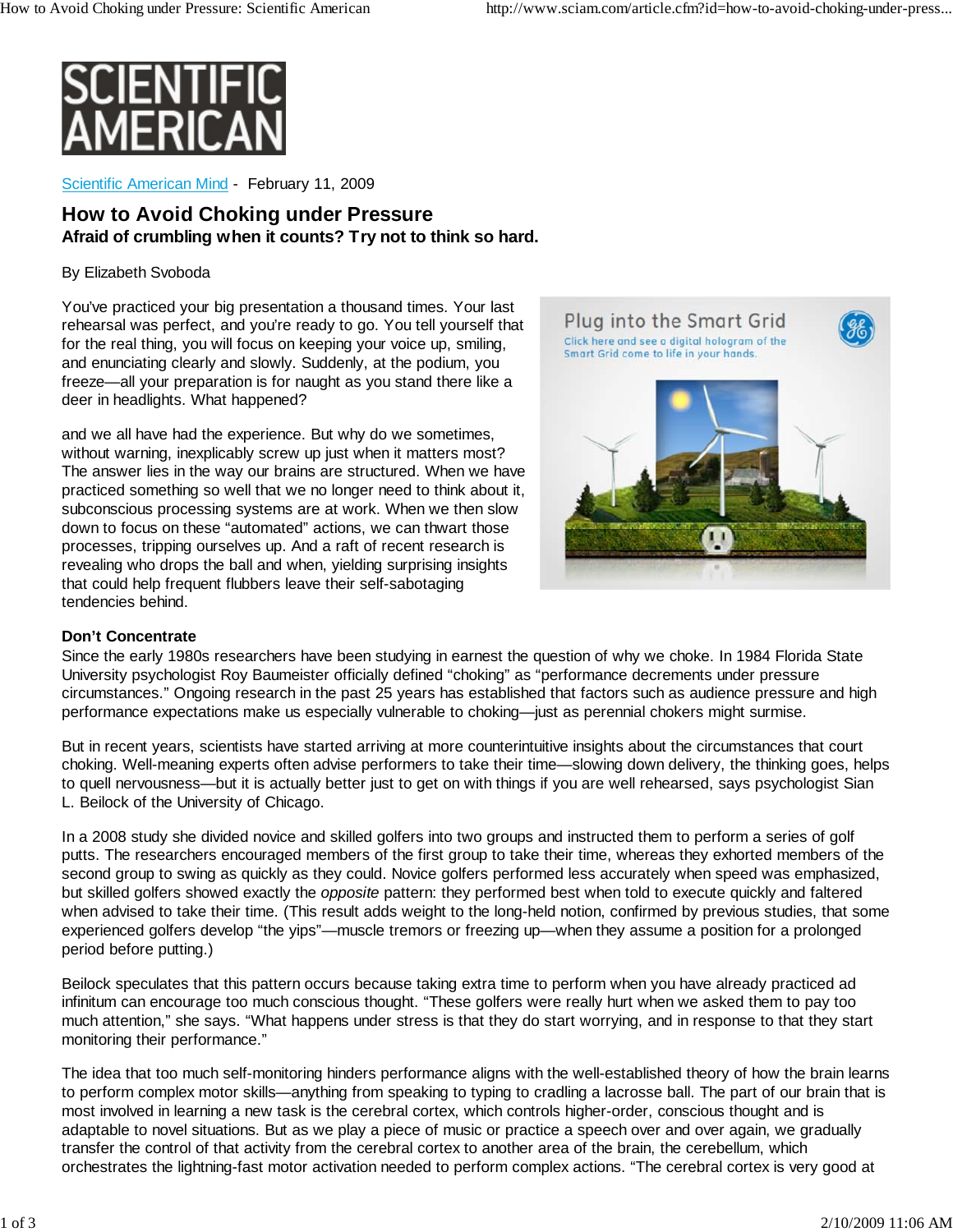Scientific American Mind - February 11, 2009

# How to Avoid Choking under Pressure

**Afraid of crumbling when it counts? Try not to think so hard.**

By Elizabeth Svoboda

You've practiced your big presentation a thousand times. Your last rehearsal was perfect, and you're ready to go. You tell yourself that for the real thing, you will focus on keeping your voice up, smiling, and enunciating clearly and slowly. Suddenly, at the podium, you freeze—all your preparation is for naught as you stand there like a deer in headlights. What happened?

and we all have had the experience. But why do we sometimes, without warning, inexplicably screw up just when it matters most? The answer lies in the way our brains are structured. When we have practiced something so well that we no longer need to think about it, subconscious processing systems are at work. When we then slow down to focus on these "automated" actions, we can thwart those processes, tripping ourselves up. And a raft of recent research is revealing who drops the ball and when, yielding surprising insights that could help frequent flubbers leave their self-sabotaging tendencies behind.

**Don't Concentrate**

Since the early 1980s researchers have been studying in earnest the question of why we choke. In 1984 Florida State University psychologist Roy Baumeister officially defined "choking" as "performance decrements under pressure circumstances." Ongoing research in the past 25 years has established that factors such as audience pressure and high performance expectations make us especially vulnerable to choking—just as perennial chokers might surmise.

But in recent years, scientists have started arriving at more counterintuitive insights about the circumstances that court choking. Well-meaning experts often advise performers to take their time—slowing down delivery, the thinking goes, helps to quell nervousness—but it is actually better just to get on with things if you are well rehearsed, says psychologist Sian L. Beilock of the University of Chicago.

In a 2008 study she divided novice and skilled golfers into two groups and instructed them to perform a series of golf putts. The researchers encouraged members of the first group to take their time, whereas they exhorted members of the second group to swing as quickly as they could. Novice golfers performed less accurately when speed was emphasized, but skilled golfers showed exactly the *opposite* pattern: they performed best when told to execute quickly and faltered when advised to take their time. (This result adds weight to the long-held notion, confirmed by previous studies, that some experienced golfers develop "the yips"—muscle tremors or freezing up—when they assume a position for a prolonged period before putting.)

Beilock speculates that this pattern occurs because taking extra time to perform when you have already practiced ad infinitum can encourage too much conscious thought. "These golfers were really hurt when we asked them to pay too much attention," she says. "What happens under stress is that they do start worrying, and in response to that they start monitoring their performance."

The idea that too much self-monitoring hinders performance aligns with the well-established theory of how the brain learns to perform complex motor skills—anything from speaking to typing to cradling a lacrosse ball. The part of our brain that is most involved in learning a new task is the cerebral cortex, which controls higher-order, conscious thought and is adaptable to novel situations. But as we play a piece of music or practice a speech over and over again, we gradually transfer the control of that activity from the cerebral cortex to another area of the brain, the cerebellum, which orchestrates the lightning-fast motor activation needed to perform complex actions. "The cerebral cortex is very good at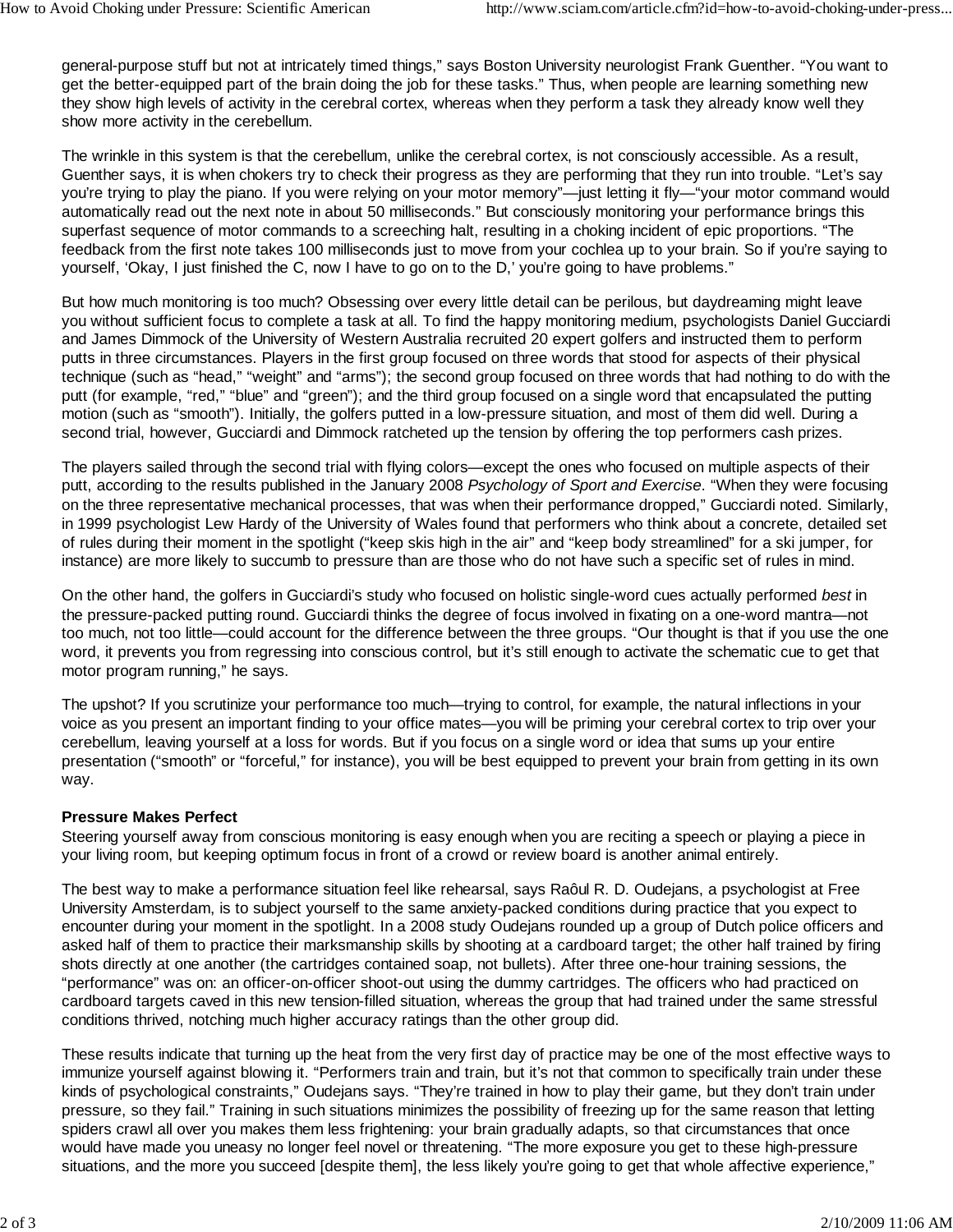general-purpose stuff but not at intricately timed things," says Boston University neurologist Frank Guenther. "You want to get the better-equipped part of the brain doing the job for these tasks." Thus, when people are learning something new they show high levels of activity in the cerebral cortex, whereas when they perform a task they already know well they show more activity in the cerebellum.

The wrinkle in this system is that the cerebellum, unlike the cerebral cortex, is not consciously accessible. As a result, Guenther says, it is when chokers try to check their progress as they are performing that they run into trouble. "Let's say you're trying to play the piano. If you were relying on your motor memory"—just letting it fly—"your motor command would automatically read out the next note in about 50 milliseconds." But consciously monitoring your performance brings this superfast sequence of motor commands to a screeching halt, resulting in a choking incident of epic proportions. "The feedback from the first note takes 100 milliseconds just to move from your cochlea up to your brain. So if you're saying to yourself, 'Okay, I just finished the C, now I have to go on to the D,' you're going to have problems."

But how much monitoring is too much? Obsessing over every little detail can be perilous, but daydreaming might leave you without sufficient focus to complete a task at all. To find the happy monitoring medium, psychologists Daniel Gucciardi and James Dimmock of the University of Western Australia recruited 20 expert golfers and instructed them to perform putts in three circumstances. Players in the first group focused on three words that stood for aspects of their physical technique (such as "head," "weight" and "arms"); the second group focused on three words that had nothing to do with the putt (for example, "red," "blue" and "green"); and the third group focused on a single word that encapsulated the putting motion (such as "smooth"). Initially, the golfers putted in a low-pressure situation, and most of them did well. During a second trial, however, Gucciardi and Dimmock ratcheted up the tension by offering the top performers cash prizes.

The players sailed through the second trial with flying colors—except the ones who focused on multiple aspects of their putt, according to the results published in the January 2008 *Psychology of Sport and Exercise*. "When they were focusing on the three representative mechanical processes, that was when their performance dropped," Gucciardi noted. Similarly, in 1999 psychologist Lew Hardy of the University of Wales found that performers who think about a concrete, detailed set of rules during their moment in the spotlight ("keep skis high in the air" and "keep body streamlined" for a ski jumper, for instance) are more likely to succumb to pressure than are those who do not have such a specific set of rules in mind.

On the other hand, the golfers in Gucciardi's study who focused on holistic single-word cues actually performed *best* in the pressure-packed putting round. Gucciardi thinks the degree of focus involved in fixating on a one-word mantra—not too much, not too little—could account for the difference between the three groups. "Our thought is that if you use the one word, it prevents you from regressing into conscious control, but it's still enough to activate the schematic cue to get that motor program running," he says.

The upshot? If you scrutinize your performance too much—trying to control, for example, the natural inflections in your voice as you present an important finding to your office mates—you will be priming your cerebral cortex to trip over your cerebellum, leaving yourself at a loss for words. But if you focus on a single word or idea that sums up your entire presentation ("smooth" or "forceful," for instance), you will be best equipped to prevent your brain from getting in its own way.

**Pressure Makes Perfect**

Steering yourself away from conscious monitoring is easy enough when you are reciting a speech or playing a piece in your living room, but keeping optimum focus in front of a crowd or review board is another animal entirely.

The best way to make a performance situation feel like rehearsal, says Raôul R. D. Oudejans, a psychologist at Free University Amsterdam, is to subject yourself to the same anxiety-packed conditions during practice that you expect to encounter during your moment in the spotlight. In a 2008 study Oudejans rounded up a group of Dutch police officers and asked half of them to practice their marksmanship skills by shooting at a cardboard target; the other half trained by firing shots directly at one another (the cartridges contained soap, not bullets). After three one-hour training sessions, the "performance" was on: an officer-on-officer shoot-out using the dummy cartridges. The officers who had practiced on cardboard targets caved in this new tension-filled situation, whereas the group that had trained under the same stressful conditions thrived, notching much higher accuracy ratings than the other group did.

These results indicate that turning up the heat from the very first day of practice may be one of the most effective ways to immunize yourself against blowing it. "Performers train and train, but it's not that common to specifically train under these kinds of psychological constraints," Oudejans says. "They're trained in how to play their game, but they don't train under pressure, so they fail." Training in such situations minimizes the possibility of freezing up for the same reason that letting spiders crawl all over you makes them less frightening: your brain gradually adapts, so that circumstances that once would have made you uneasy no longer feel novel or threatening. "The more exposure you get to these high-pressure situations, and the more you succeed [despite them], the less likely you're going to get that whole affective experience,"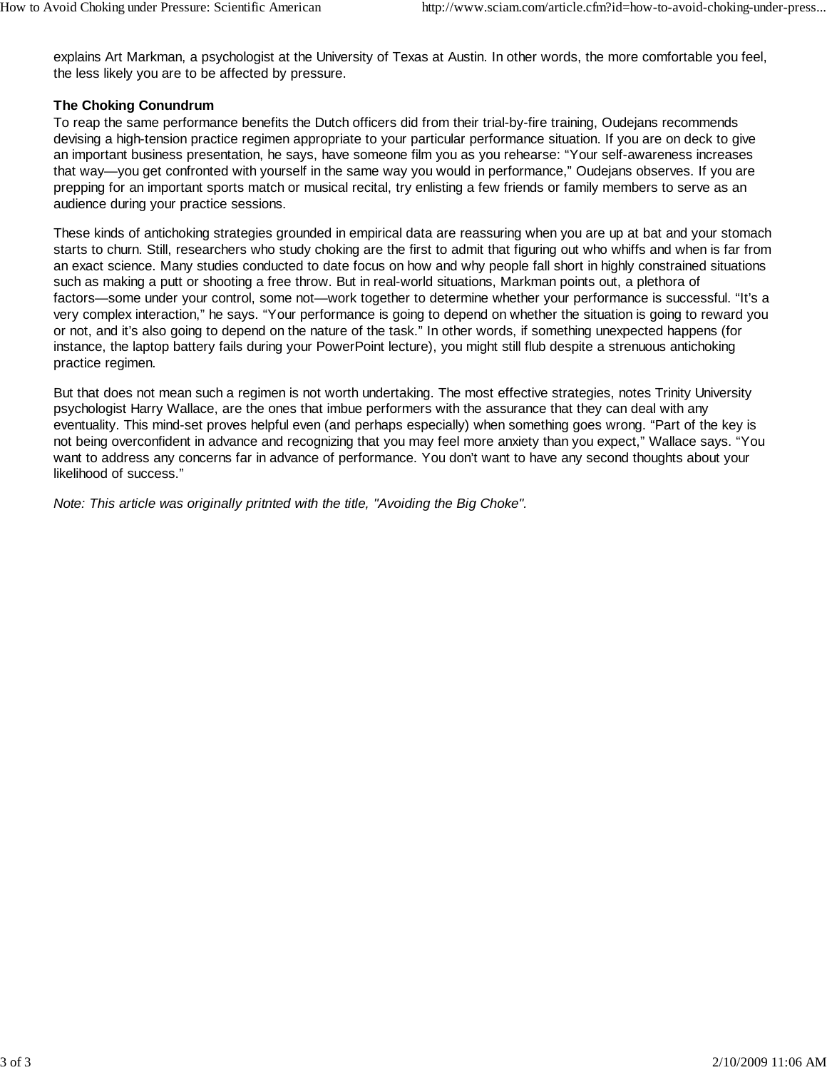explains Art Markman, a psychologist at the University of Texas at Austin. In other words, the more comfortable you feel, the less likely you are to be affected by pressure.

**The Choking Conundrum**

To reap the same performance benefits the Dutch officers did from their trial-by-fire training, Oudejans recommends devising a high-tension practice regimen appropriate to your particular performance situation. If you are on deck to give an important business presentation, he says, have someone film you as you rehearse: “Your self-awareness increases that way—you get confronted with yourself in the same way you would in performance,” Oudejans observes. If you are prepping for an important sports match or musical recital, try enlisting a few friends or family members to serve as an audience during your practice sessions.

These kinds of antichoking strategies grounded in empirical data are reassuring when you are up at bat and your stomach starts to churn. Still, researchers who study choking are the first to admit that figuring out who whiffs and when is far from an exact science. Many studies conducted to date focus on how and why people fall short in highly constrained situations such as making a putt or shooting a free throw. But in real-world situations, Markman points out, a plethora of factors—some under your control, some not—work together to determine whether your performance is successful. “It’s a very complex interaction,” he says. “Your performance is going to depend on whether the situation is going to reward you or not, and it’s also going to depend on the nature of the task.” In other words, if something unexpected happens (for instance, the laptop battery fails during your PowerPoint lecture), you might still flub despite a strenuous antichoking practice regimen.

But that does not mean such a regimen is not worth undertaking. The most effective strategies, notes Trinity University psychologist Harry Wallace, are the ones that imbue performers with the assurance that they can deal with any eventuality. This mind-set proves helpful even (and perhaps especially) when something goes wrong. “Part of the key is not being overconfident in advance and recognizing that you may feel more anxiety than you expect,” Wallace says. “You want to address any concerns far in advance of performance. You don’t want to have any second thoughts about your likelihood of success.”

*Note: This article was originally pritnted with the title, "Avoiding the Big Choke".*